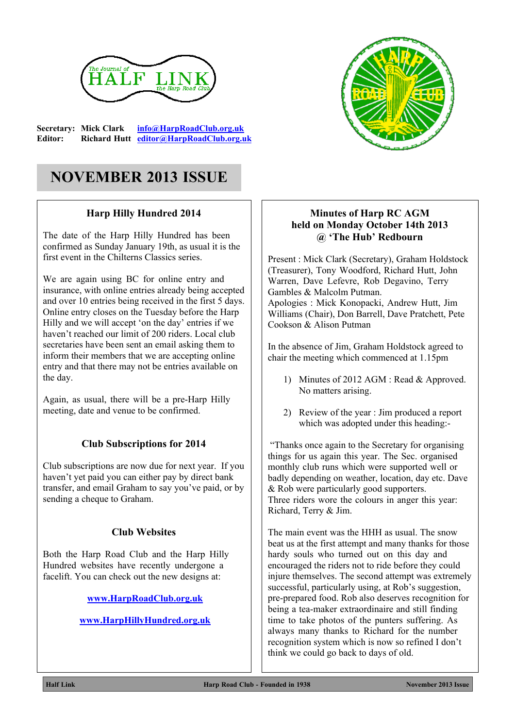The Journal of HALF LINK the Harp Road Club

**Secretary:** **Mick Clark** info@HarpRoadClub.org.uk
**Editor:** **Richard Hutt** editor@HarpRoadClub.org.uk

# NOVEMBER 2013 ISSUE

## Harp Hilly Hundred 2014

The date of the Harp Hilly Hundred has been confirmed as Sunday January 19th, as usual it is the first event in the Chilterns Classics series.

We are again using BC for online entry and insurance, with online entries already being accepted and over 10 entries being received in the first 5 days. Online entry closes on the Tuesday before the Harp Hilly and we will accept 'on the day' entries if we haven't reached our limit of 200 riders. Local club secretaries have been sent an email asking them to inform their members that we are accepting online entry and that there may not be entries available on the day.

Again, as usual, there will be a pre-Harp Hilly meeting, date and venue to be confirmed.

## Club Subscriptions for 2014

Club subscriptions are now due for next year. If you haven't yet paid you can either pay by direct bank transfer, and email Graham to say you've paid, or by sending a cheque to Graham.

## Club Websites

Both the Harp Road Club and the Harp Hilly Hundred websites have recently undergone a facelift. You can check out the new designs at:

www.HarpRoadClub.org.uk

www.HarpHillyHundred.org.uk

## Minutes of Harp RC AGM held on Monday October 14th 2013 @ 'The Hub' Redbourn

Present : Mick Clark (Secretary), Graham Holdstock (Treasurer), Tony Woodford, Richard Hutt, John Warren, Dave Lefevre, Rob Degavino, Terry Gambles & Malcolm Putman.
Apologies : Mick Konopacki, Andrew Hutt, Jim Williams (Chair), Don Barrell, Dave Pratchett, Pete Cookson & Alison Putman

In the absence of Jim, Graham Holdstock agreed to chair the meeting which commenced at 1.15pm

1) Minutes of 2012 AGM : Read & Approved. No matters arising.

2) Review of the year : Jim produced a report which was adopted under this heading:-

"Thanks once again to the Secretary for organising things for us again this year. The Sec. organised monthly club runs which were supported well or badly depending on weather, location, day etc. Dave & Rob were particularly good supporters.
Three riders wore the colours in anger this year: Richard, Terry & Jim.

The main event was the HHH as usual. The snow beat us at the first attempt and many thanks for those hardy souls who turned out on this day and encouraged the riders not to ride before they could injure themselves. The second attempt was extremely successful, particularly using, at Rob's suggestion, pre-prepared food. Rob also deserves recognition for being a tea-maker extraordinaire and still finding time to take photos of the punters suffering. As always many thanks to Richard for the number recognition system which is now so refined I don't think we could go back to days of old.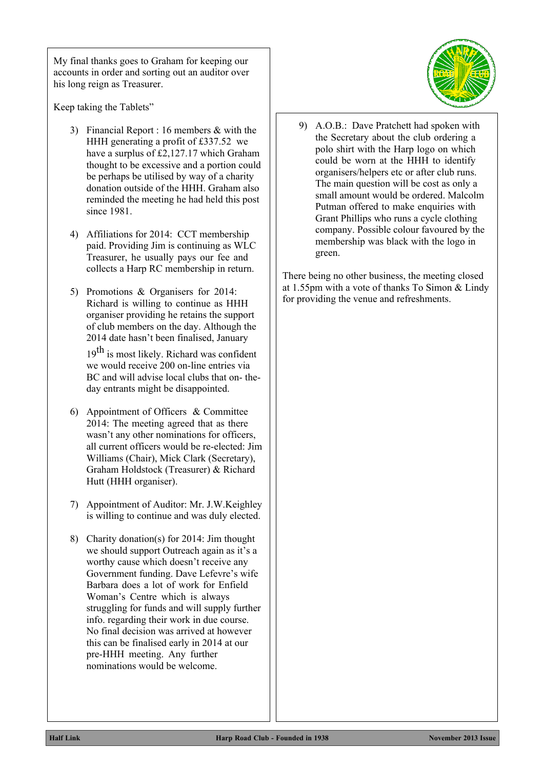My final thanks goes to Graham for keeping our accounts in order and sorting out an auditor over his long reign as Treasurer.

Keep taking the Tablets"

3) Financial Report : 16 members & with the HHH generating a profit of £337.52 we have a surplus of £2,127.17 which Graham thought to be excessive and a portion could be perhaps be utilised by way of a charity donation outside of the HHH. Graham also reminded the meeting he had held this post since 1981.

4) Affiliations for 2014: CCT membership paid. Providing Jim is continuing as WLC Treasurer, he usually pays our fee and collects a Harp RC membership in return.

5) Promotions & Organisers for 2014: Richard is willing to continue as HHH organiser providing he retains the support of club members on the day. Although the 2014 date hasn't been finalised, January 19th is most likely. Richard was confident we would receive 200 on-line entries via BC and will advise local clubs that on- the-day entrants might be disappointed.

6) Appointment of Officers & Committee 2014: The meeting agreed that as there wasn't any other nominations for officers, all current officers would be re-elected: Jim Williams (Chair), Mick Clark (Secretary), Graham Holdstock (Treasurer) & Richard Hutt (HHH organiser).

7) Appointment of Auditor: Mr. J.W.Keighley is willing to continue and was duly elected.

8) Charity donation(s) for 2014: Jim thought we should support Outreach again as it's a worthy cause which doesn't receive any Government funding. Dave Lefevre's wife Barbara does a lot of work for Enfield Woman's Centre which is always struggling for funds and will supply further info. regarding their work in due course. No final decision was arrived at however this can be finalised early in 2014 at our pre-HHH meeting. Any further nominations would be welcome.

9) A.O.B.: Dave Pratchett had spoken with the Secretary about the club ordering a polo shirt with the Harp logo on which could be worn at the HHH to identify organisers/helpers etc or after club runs. The main question will be cost as only a small amount would be ordered. Malcolm Putman offered to make enquiries with Grant Phillips who runs a cycle clothing company. Possible colour favoured by the membership was black with the logo in green.

There being no other business, the meeting closed at 1.55pm with a vote of thanks To Simon & Lindy for providing the venue and refreshments.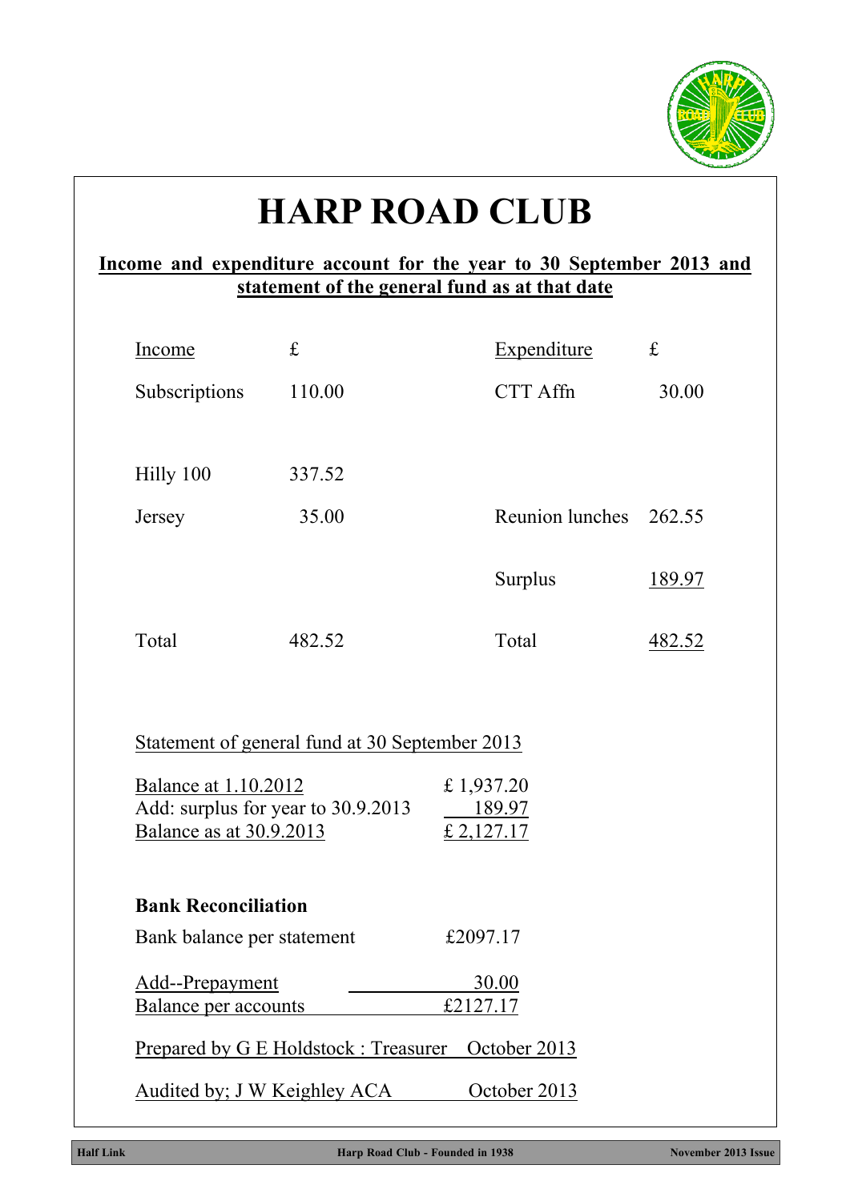# HARP ROAD CLUB

**Income and expenditure account for the year to 30 September 2013 and statement of the general fund as at that date**

| Income | £ | Expenditure | £ |
|---|---|---|---|
| Subscriptions | 110.00 | CTT Affn | 30.00 |
| Hilly 100 | 337.52 | | |
| Jersey | 35.00 | Reunion lunches | 262.55 |
| | | Surplus | 189.97 |
| Total | 482.52 | Total | 482.52 |

Statement of general fund at 30 September 2013

| | |
|---|---|
| Balance at 1.10.2012 | £ 1,937.20 |
| Add: surplus for year to 30.9.2013 | 189.97 |
| Balance as at 30.9.2013 | £ 2,127.17 |

**Bank Reconciliation**

| | |
|---|---|
| Bank balance per statement | £2097.17 |
| Add--Prepayment | 30.00 |
| Balance per accounts | £2127.17 |

Prepared by G E Holdstock : Treasurer October 2013

Audited by; J W Keighley ACA October 2013